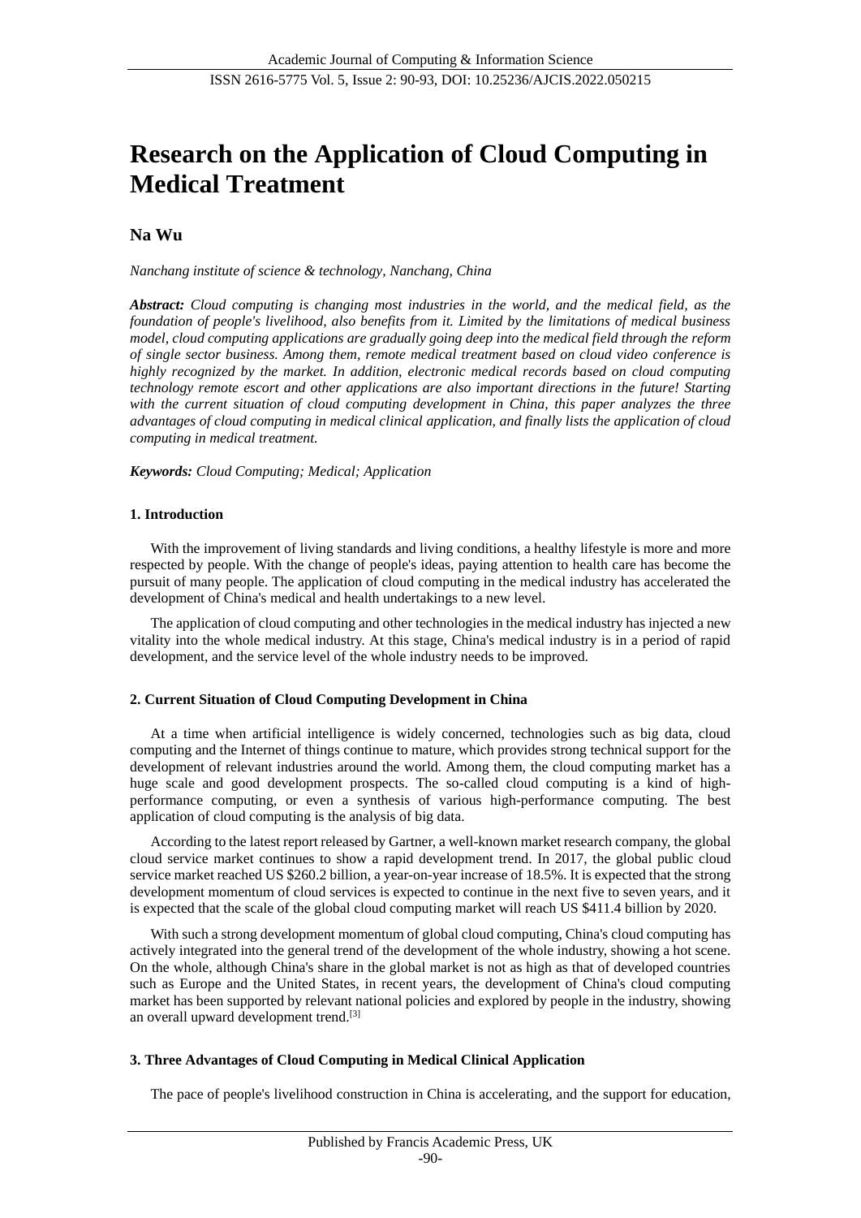# Research on the Application of Cloud Computing in Medical Treatment

## Na Wu

*Nanchang institute of science & technology, Nanchang, China*

***Abstract:*** *Cloud computing is changing most industries in the world, and the medical field, as the foundation of people's livelihood, also benefits from it. Limited by the limitations of medical business model, cloud computing applications are gradually going deep into the medical field through the reform of single sector business. Among them, remote medical treatment based on cloud video conference is highly recognized by the market. In addition, electronic medical records based on cloud computing technology remote escort and other applications are also important directions in the future! Starting with the current situation of cloud computing development in China, this paper analyzes the three advantages of cloud computing in medical clinical application, and finally lists the application of cloud computing in medical treatment.*

***Keywords:*** *Cloud Computing; Medical; Application*

### 1. Introduction

With the improvement of living standards and living conditions, a healthy lifestyle is more and more respected by people. With the change of people's ideas, paying attention to health care has become the pursuit of many people. The application of cloud computing in the medical industry has accelerated the development of China's medical and health undertakings to a new level.

The application of cloud computing and other technologies in the medical industry has injected a new vitality into the whole medical industry. At this stage, China's medical industry is in a period of rapid development, and the service level of the whole industry needs to be improved.

### 2. Current Situation of Cloud Computing Development in China

At a time when artificial intelligence is widely concerned, technologies such as big data, cloud computing and the Internet of things continue to mature, which provides strong technical support for the development of relevant industries around the world. Among them, the cloud computing market has a huge scale and good development prospects. The so-called cloud computing is a kind of high-performance computing, or even a synthesis of various high-performance computing. The best application of cloud computing is the analysis of big data.

According to the latest report released by Gartner, a well-known market research company, the global cloud service market continues to show a rapid development trend. In 2017, the global public cloud service market reached US $260.2 billion, a year-on-year increase of 18.5%. It is expected that the strong development momentum of cloud services is expected to continue in the next five to seven years, and it is expected that the scale of the global cloud computing market will reach US $411.4 billion by 2020.

With such a strong development momentum of global cloud computing, China's cloud computing has actively integrated into the general trend of the development of the whole industry, showing a hot scene. On the whole, although China's share in the global market is not as high as that of developed countries such as Europe and the United States, in recent years, the development of China's cloud computing market has been supported by relevant national policies and explored by people in the industry, showing an overall upward development trend.[3]

### 3. Three Advantages of Cloud Computing in Medical Clinical Application

The pace of people's livelihood construction in China is accelerating, and the support for education,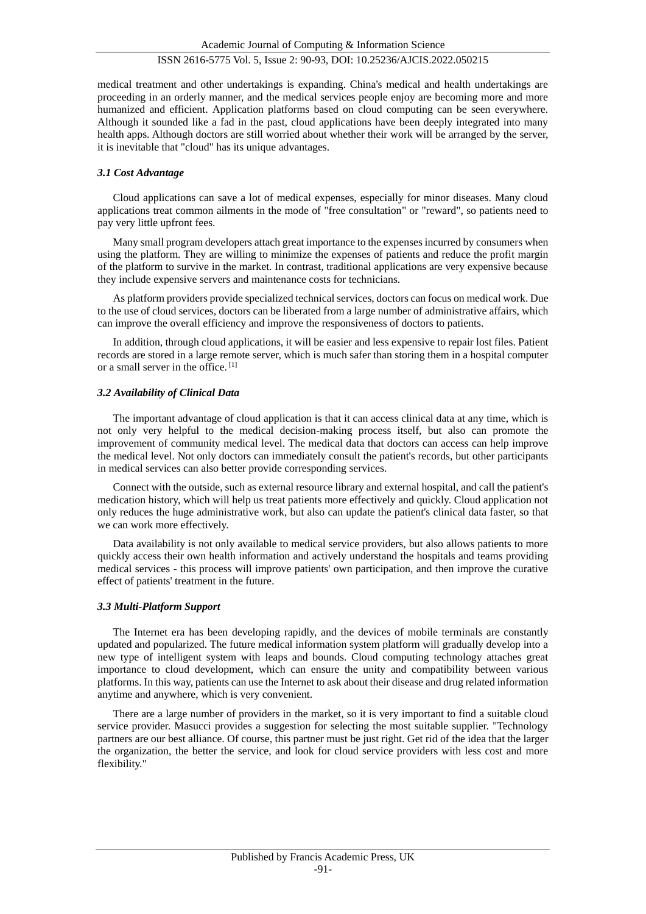medical treatment and other undertakings is expanding. China's medical and health undertakings are proceeding in an orderly manner, and the medical services people enjoy are becoming more and more humanized and efficient. Application platforms based on cloud computing can be seen everywhere. Although it sounded like a fad in the past, cloud applications have been deeply integrated into many health apps. Although doctors are still worried about whether their work will be arranged by the server, it is inevitable that "cloud" has its unique advantages.

### *3.1 Cost Advantage*

Cloud applications can save a lot of medical expenses, especially for minor diseases. Many cloud applications treat common ailments in the mode of "free consultation" or "reward", so patients need to pay very little upfront fees.

Many small program developers attach great importance to the expenses incurred by consumers when using the platform. They are willing to minimize the expenses of patients and reduce the profit margin of the platform to survive in the market. In contrast, traditional applications are very expensive because they include expensive servers and maintenance costs for technicians.

As platform providers provide specialized technical services, doctors can focus on medical work. Due to the use of cloud services, doctors can be liberated from a large number of administrative affairs, which can improve the overall efficiency and improve the responsiveness of doctors to patients.

In addition, through cloud applications, it will be easier and less expensive to repair lost files. Patient records are stored in a large remote server, which is much safer than storing them in a hospital computer or a small server in the office. [1]

### *3.2 Availability of Clinical Data*

The important advantage of cloud application is that it can access clinical data at any time, which is not only very helpful to the medical decision-making process itself, but also can promote the improvement of community medical level. The medical data that doctors can access can help improve the medical level. Not only doctors can immediately consult the patient's records, but other participants in medical services can also better provide corresponding services.

Connect with the outside, such as external resource library and external hospital, and call the patient's medication history, which will help us treat patients more effectively and quickly. Cloud application not only reduces the huge administrative work, but also can update the patient's clinical data faster, so that we can work more effectively.

Data availability is not only available to medical service providers, but also allows patients to more quickly access their own health information and actively understand the hospitals and teams providing medical services - this process will improve patients' own participation, and then improve the curative effect of patients' treatment in the future.

### *3.3 Multi-Platform Support*

The Internet era has been developing rapidly, and the devices of mobile terminals are constantly updated and popularized. The future medical information system platform will gradually develop into a new type of intelligent system with leaps and bounds. Cloud computing technology attaches great importance to cloud development, which can ensure the unity and compatibility between various platforms. In this way, patients can use the Internet to ask about their disease and drug related information anytime and anywhere, which is very convenient.

There are a large number of providers in the market, so it is very important to find a suitable cloud service provider. Masucci provides a suggestion for selecting the most suitable supplier. "Technology partners are our best alliance. Of course, this partner must be just right. Get rid of the idea that the larger the organization, the better the service, and look for cloud service providers with less cost and more flexibility."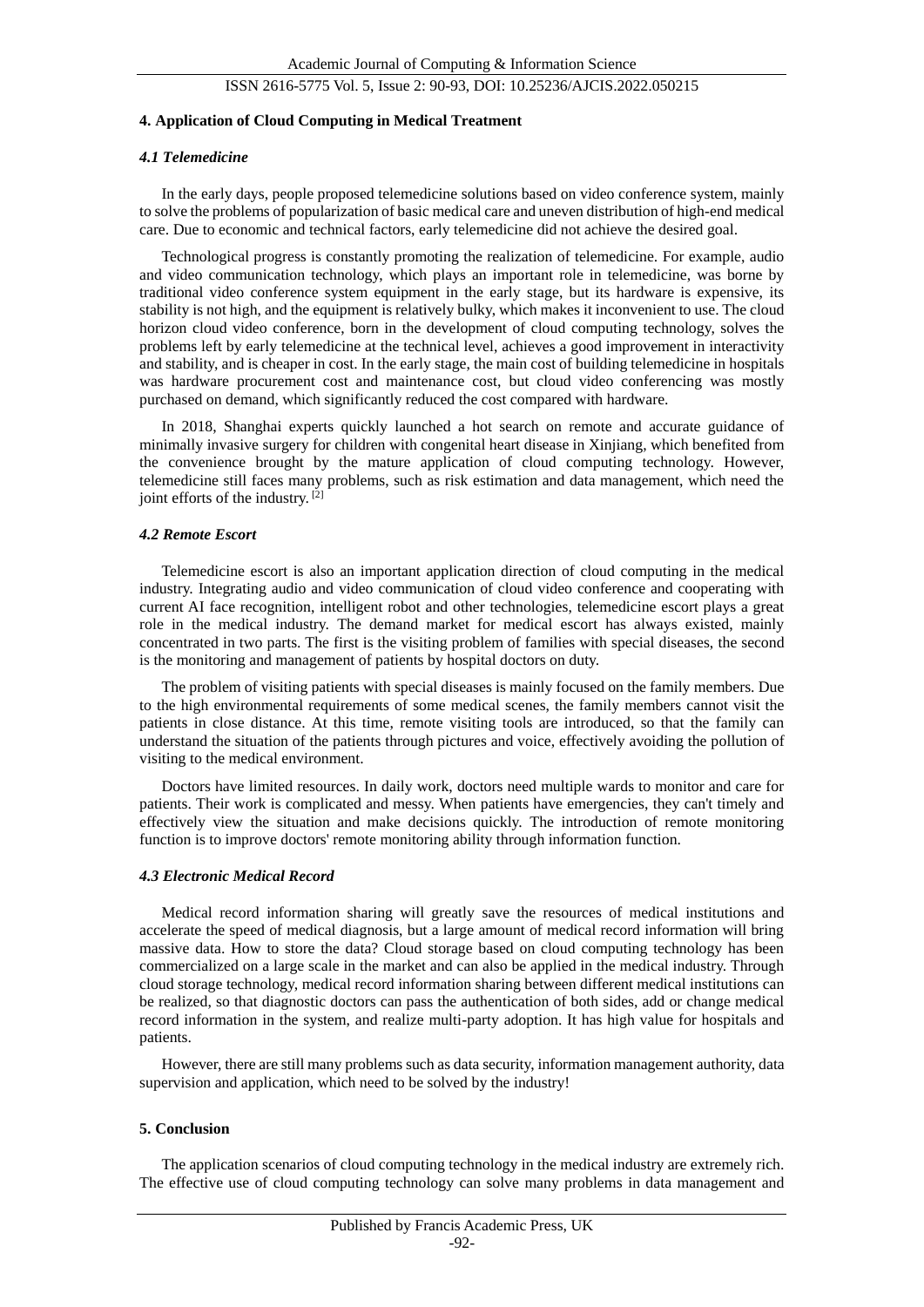## 4. Application of Cloud Computing in Medical Treatment

### *4.1 Telemedicine*

In the early days, people proposed telemedicine solutions based on video conference system, mainly to solve the problems of popularization of basic medical care and uneven distribution of high-end medical care. Due to economic and technical factors, early telemedicine did not achieve the desired goal.

Technological progress is constantly promoting the realization of telemedicine. For example, audio and video communication technology, which plays an important role in telemedicine, was borne by traditional video conference system equipment in the early stage, but its hardware is expensive, its stability is not high, and the equipment is relatively bulky, which makes it inconvenient to use. The cloud horizon cloud video conference, born in the development of cloud computing technology, solves the problems left by early telemedicine at the technical level, achieves a good improvement in interactivity and stability, and is cheaper in cost. In the early stage, the main cost of building telemedicine in hospitals was hardware procurement cost and maintenance cost, but cloud video conferencing was mostly purchased on demand, which significantly reduced the cost compared with hardware.

In 2018, Shanghai experts quickly launched a hot search on remote and accurate guidance of minimally invasive surgery for children with congenital heart disease in Xinjiang, which benefited from the convenience brought by the mature application of cloud computing technology. However, telemedicine still faces many problems, such as risk estimation and data management, which need the joint efforts of the industry. [2]

### *4.2 Remote Escort*

Telemedicine escort is also an important application direction of cloud computing in the medical industry. Integrating audio and video communication of cloud video conference and cooperating with current AI face recognition, intelligent robot and other technologies, telemedicine escort plays a great role in the medical industry. The demand market for medical escort has always existed, mainly concentrated in two parts. The first is the visiting problem of families with special diseases, the second is the monitoring and management of patients by hospital doctors on duty.

The problem of visiting patients with special diseases is mainly focused on the family members. Due to the high environmental requirements of some medical scenes, the family members cannot visit the patients in close distance. At this time, remote visiting tools are introduced, so that the family can understand the situation of the patients through pictures and voice, effectively avoiding the pollution of visiting to the medical environment.

Doctors have limited resources. In daily work, doctors need multiple wards to monitor and care for patients. Their work is complicated and messy. When patients have emergencies, they can't timely and effectively view the situation and make decisions quickly. The introduction of remote monitoring function is to improve doctors' remote monitoring ability through information function.

### *4.3 Electronic Medical Record*

Medical record information sharing will greatly save the resources of medical institutions and accelerate the speed of medical diagnosis, but a large amount of medical record information will bring massive data. How to store the data? Cloud storage based on cloud computing technology has been commercialized on a large scale in the market and can also be applied in the medical industry. Through cloud storage technology, medical record information sharing between different medical institutions can be realized, so that diagnostic doctors can pass the authentication of both sides, add or change medical record information in the system, and realize multi-party adoption. It has high value for hospitals and patients.

However, there are still many problems such as data security, information management authority, data supervision and application, which need to be solved by the industry!

## 5. Conclusion

The application scenarios of cloud computing technology in the medical industry are extremely rich. The effective use of cloud computing technology can solve many problems in data management and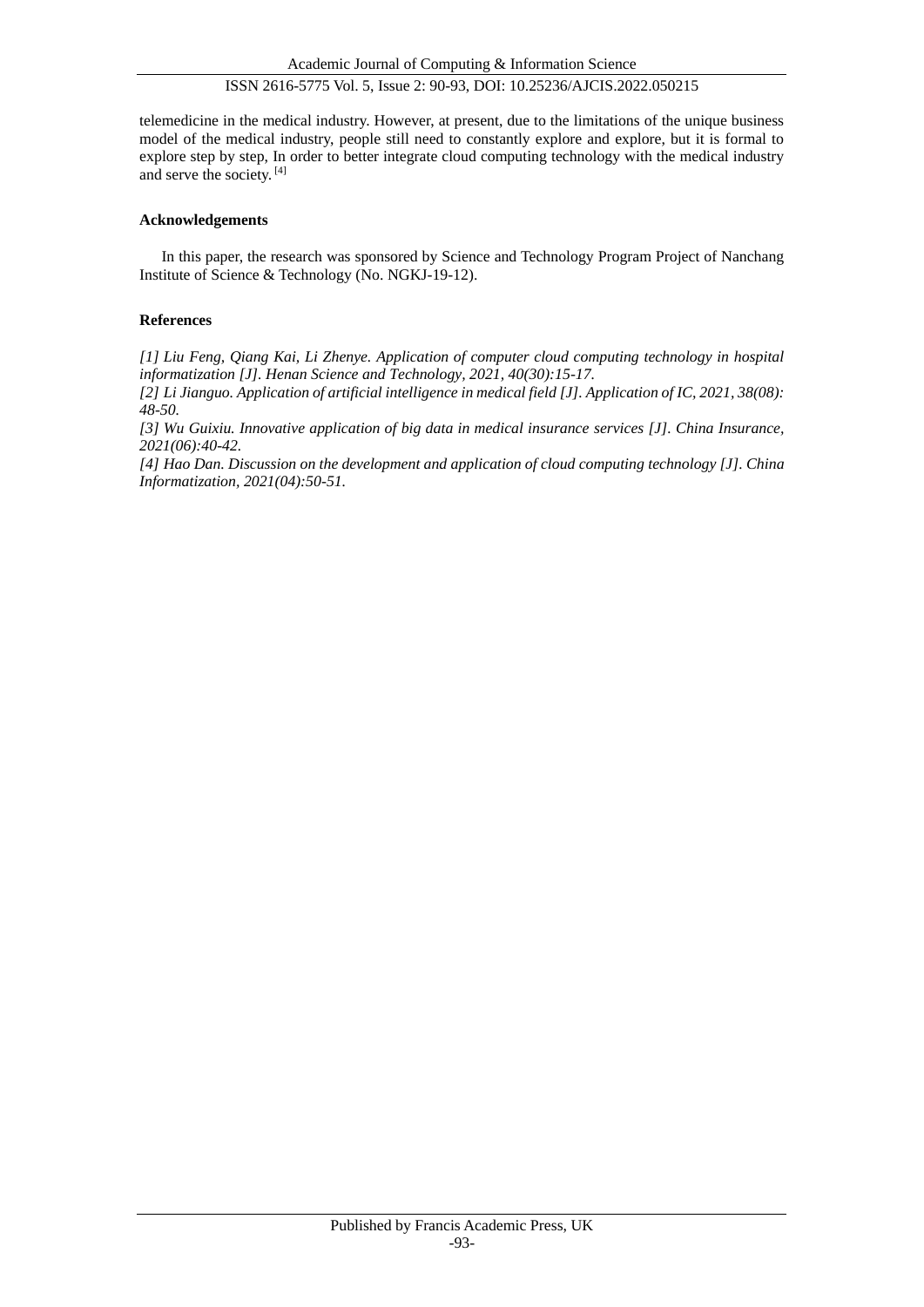telemedicine in the medical industry. However, at present, due to the limitations of the unique business model of the medical industry, people still need to constantly explore and explore, but it is formal to explore step by step, In order to better integrate cloud computing technology with the medical industry and serve the society. [4]

### Acknowledgements

In this paper, the research was sponsored by Science and Technology Program Project of Nanchang Institute of Science & Technology (No. NGKJ-19-12).

### References

*[1] Liu Feng, Qiang Kai, Li Zhenye. Application of computer cloud computing technology in hospital informatization [J]. Henan Science and Technology, 2021, 40(30):15-17.*

*[2] Li Jianguo. Application of artificial intelligence in medical field [J]. Application of IC, 2021, 38(08): 48-50.*

*[3] Wu Guixiu. Innovative application of big data in medical insurance services [J]. China Insurance, 2021(06):40-42.*

*[4] Hao Dan. Discussion on the development and application of cloud computing technology [J]. China Informatization, 2021(04):50-51.*